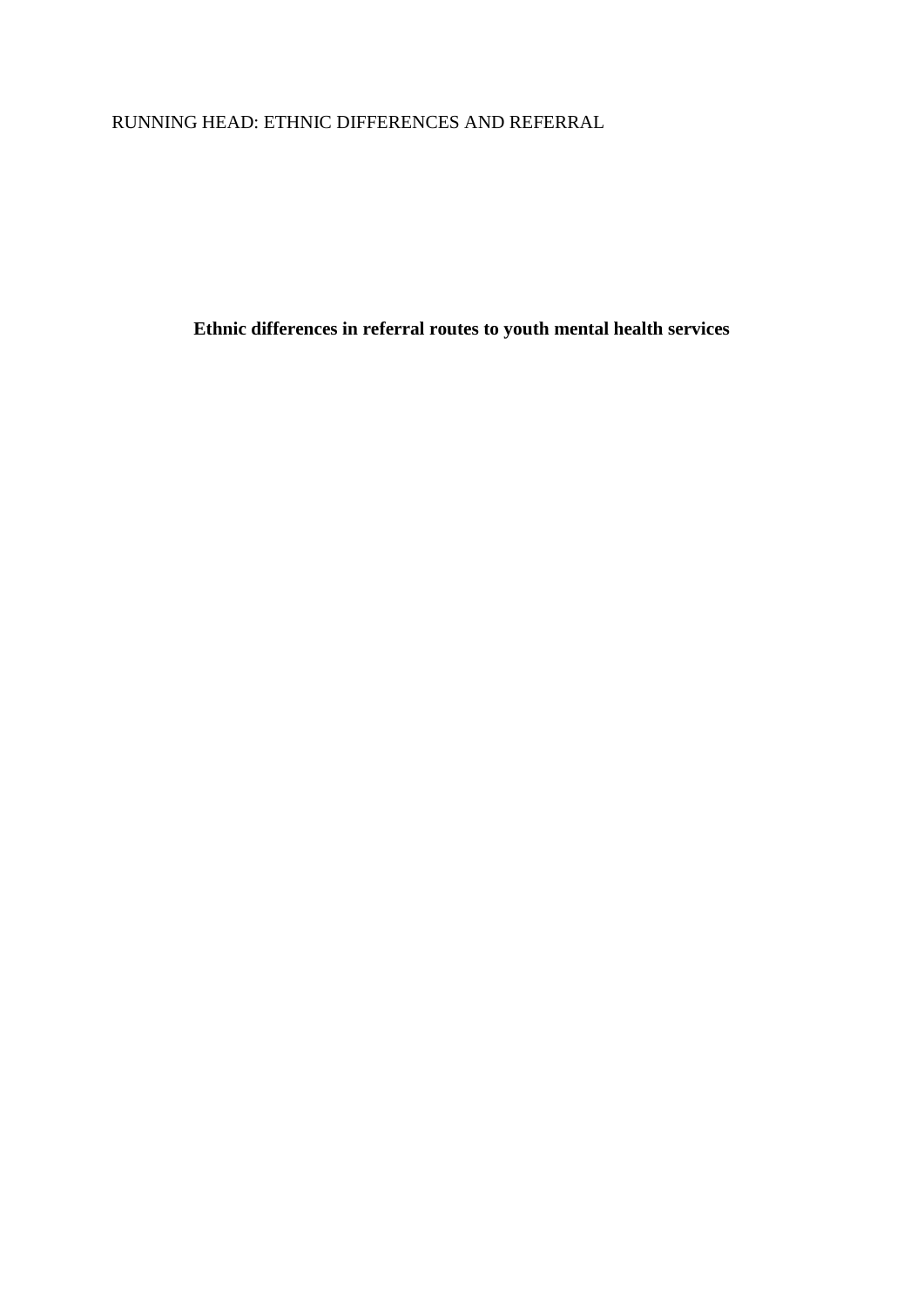RUNNING HEAD: ETHNIC DIFFERENCES AND REFERRAL

# Ethnic differences in referral routes to youth mental health services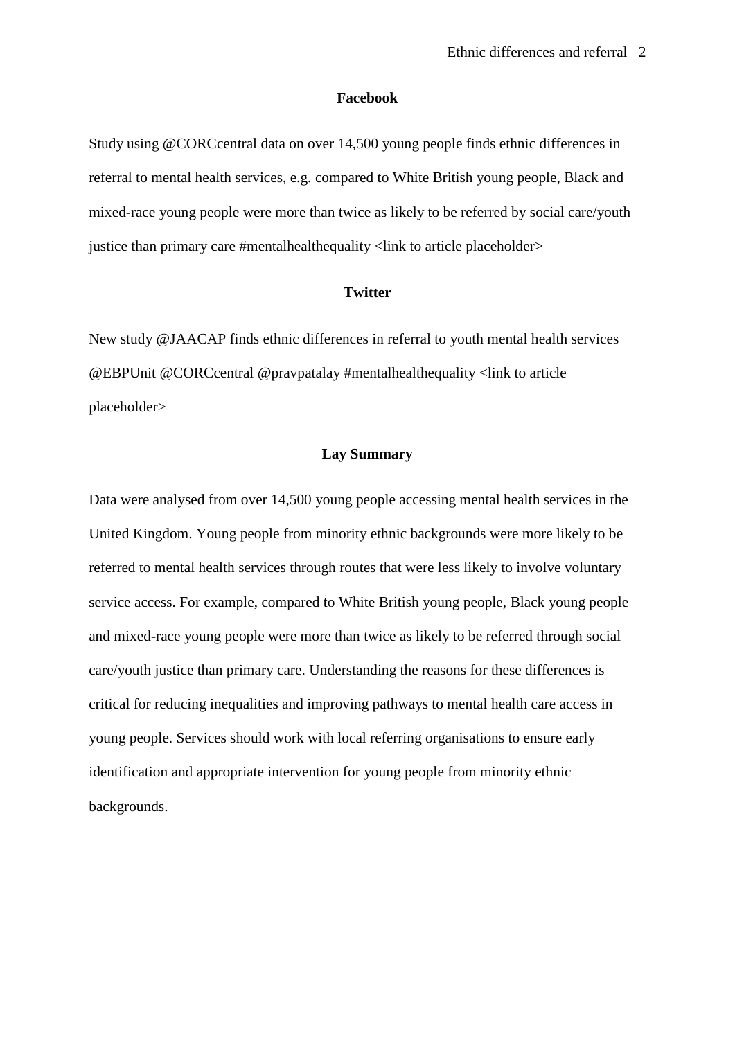## Facebook

Study using @CORCcentral data on over 14,500 young people finds ethnic differences in referral to mental health services, e.g. compared to White British young people, Black and mixed-race young people were more than twice as likely to be referred by social care/youth justice than primary care #mentalhealthequality <link to article placeholder>

## Twitter

New study @JAACAP finds ethnic differences in referral to youth mental health services @EBPUnit @CORCcentral @pravpatalay #mentalhealthequality <link to article placeholder>

## Lay Summary

Data were analysed from over 14,500 young people accessing mental health services in the United Kingdom. Young people from minority ethnic backgrounds were more likely to be referred to mental health services through routes that were less likely to involve voluntary service access. For example, compared to White British young people, Black young people and mixed-race young people were more than twice as likely to be referred through social care/youth justice than primary care. Understanding the reasons for these differences is critical for reducing inequalities and improving pathways to mental health care access in young people. Services should work with local referring organisations to ensure early identification and appropriate intervention for young people from minority ethnic backgrounds.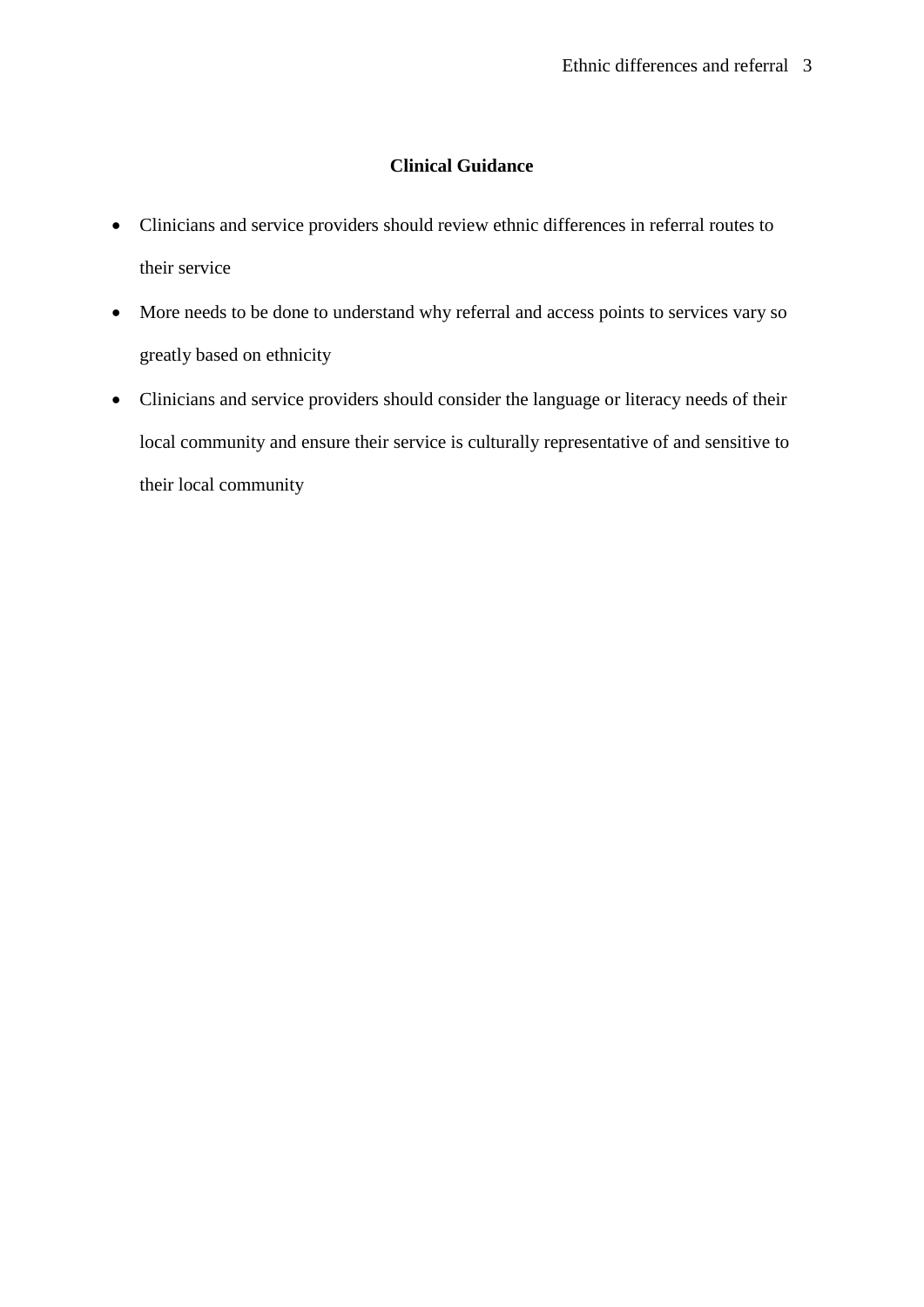## Clinical Guidance

- Clinicians and service providers should review ethnic differences in referral routes to their service
- More needs to be done to understand why referral and access points to services vary so greatly based on ethnicity
- Clinicians and service providers should consider the language or literacy needs of their local community and ensure their service is culturally representative of and sensitive to their local community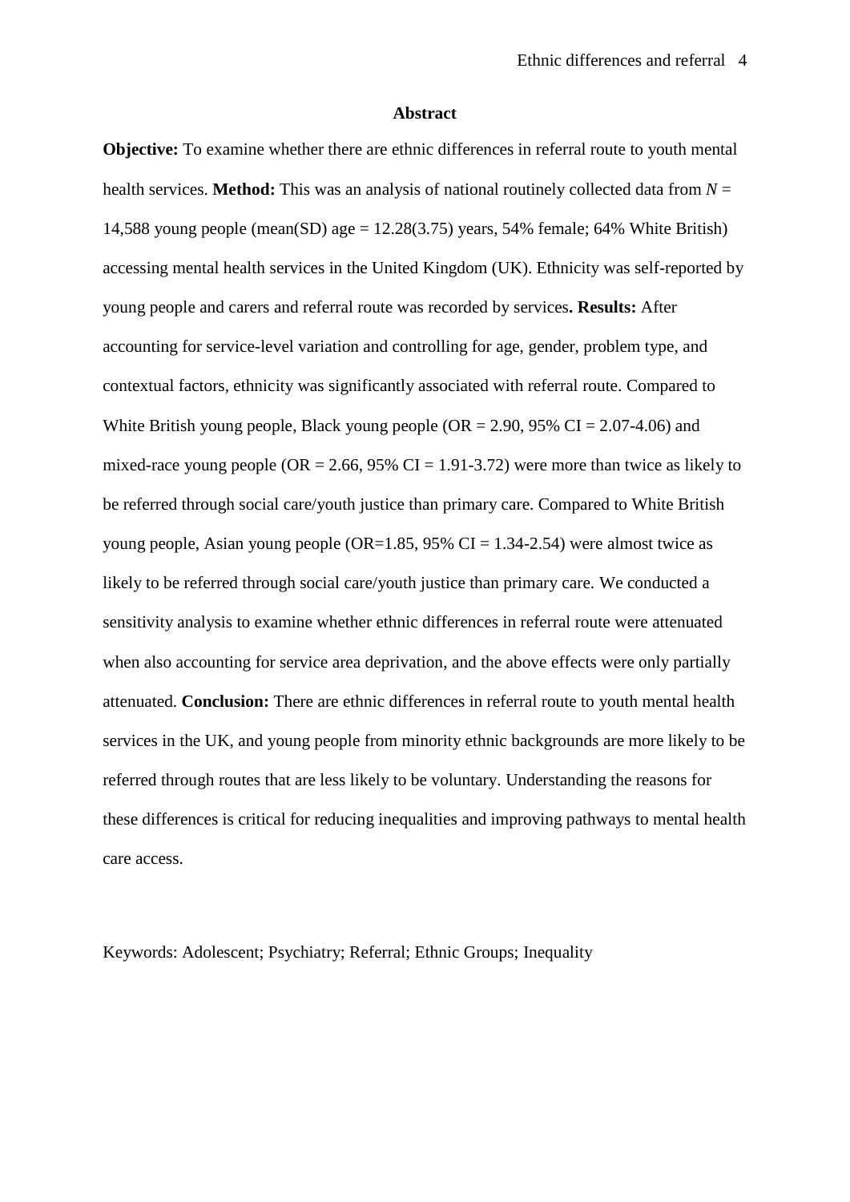## Abstract

**Objective:** To examine whether there are ethnic differences in referral route to youth mental health services. **Method:** This was an analysis of national routinely collected data from $N$ = 14,588 young people (mean(SD) age = 12.28(3.75) years, 54% female; 64% White British) accessing mental health services in the United Kingdom (UK). Ethnicity was self-reported by young people and carers and referral route was recorded by services**. Results:** After accounting for service-level variation and controlling for age, gender, problem type, and contextual factors, ethnicity was significantly associated with referral route. Compared to White British young people, Black young people (OR = 2.90, 95% CI = 2.07-4.06) and mixed-race young people (OR = 2.66, 95% CI = 1.91-3.72) were more than twice as likely to be referred through social care/youth justice than primary care. Compared to White British young people, Asian young people (OR=1.85, 95% CI = 1.34-2.54) were almost twice as likely to be referred through social care/youth justice than primary care. We conducted a sensitivity analysis to examine whether ethnic differences in referral route were attenuated when also accounting for service area deprivation, and the above effects were only partially attenuated. **Conclusion:** There are ethnic differences in referral route to youth mental health services in the UK, and young people from minority ethnic backgrounds are more likely to be referred through routes that are less likely to be voluntary. Understanding the reasons for these differences is critical for reducing inequalities and improving pathways to mental health care access.

Keywords: Adolescent; Psychiatry; Referral; Ethnic Groups; Inequality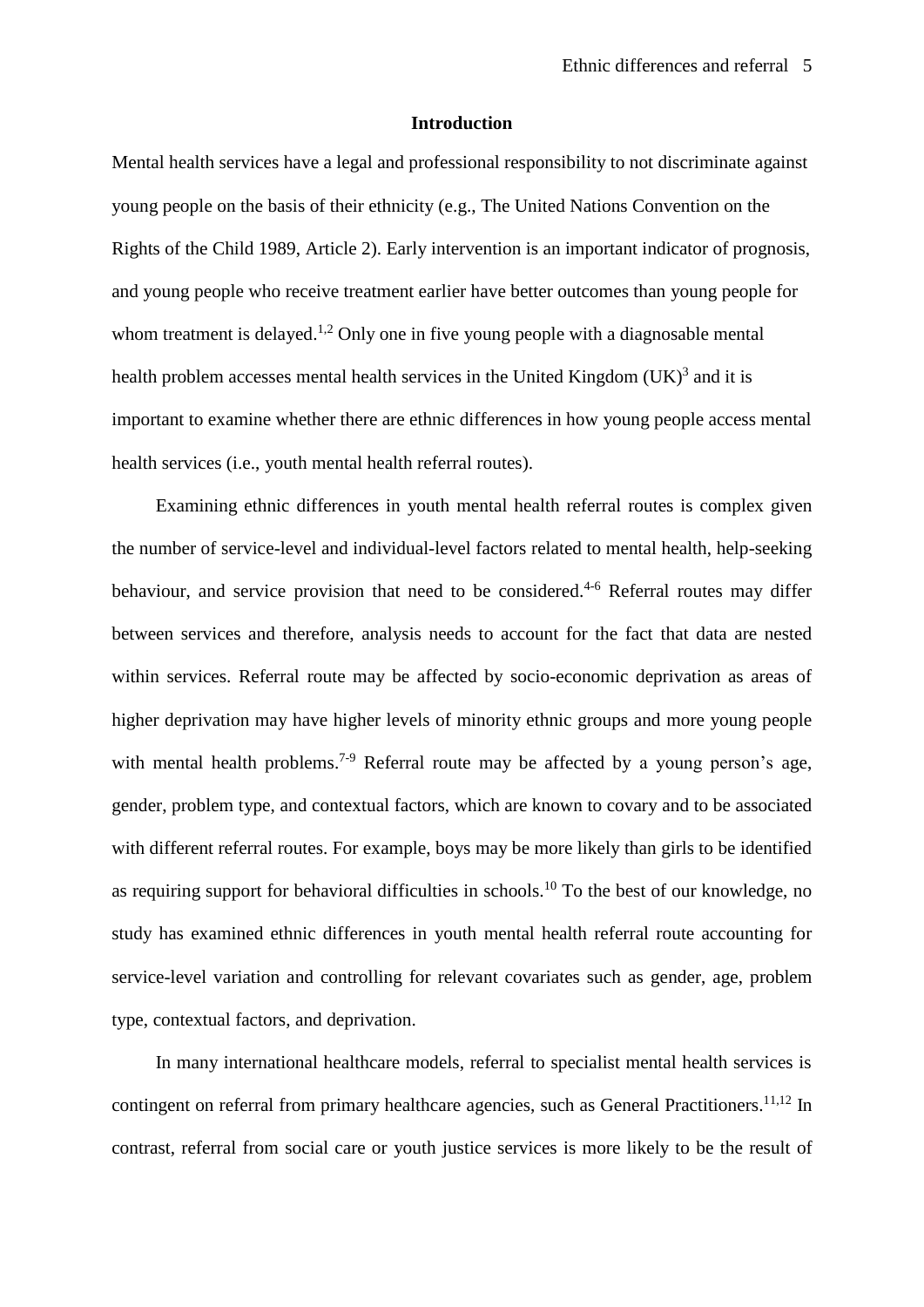## Introduction

Mental health services have a legal and professional responsibility to not discriminate against young people on the basis of their ethnicity (e.g., The United Nations Convention on the Rights of the Child 1989, Article 2). Early intervention is an important indicator of prognosis, and young people who receive treatment earlier have better outcomes than young people for whom treatment is delayed.[1,2] Only one in five young people with a diagnosable mental health problem accesses mental health services in the United Kingdom (UK)[3] and it is important to examine whether there are ethnic differences in how young people access mental health services (i.e., youth mental health referral routes).

Examining ethnic differences in youth mental health referral routes is complex given the number of service-level and individual-level factors related to mental health, help-seeking behaviour, and service provision that need to be considered.[4-6] Referral routes may differ between services and therefore, analysis needs to account for the fact that data are nested within services. Referral route may be affected by socio-economic deprivation as areas of higher deprivation may have higher levels of minority ethnic groups and more young people with mental health problems.[7-9] Referral route may be affected by a young person's age, gender, problem type, and contextual factors, which are known to covary and to be associated with different referral routes. For example, boys may be more likely than girls to be identified as requiring support for behavioral difficulties in schools.[10] To the best of our knowledge, no study has examined ethnic differences in youth mental health referral route accounting for service-level variation and controlling for relevant covariates such as gender, age, problem type, contextual factors, and deprivation.

In many international healthcare models, referral to specialist mental health services is contingent on referral from primary healthcare agencies, such as General Practitioners.[11,12] In contrast, referral from social care or youth justice services is more likely to be the result of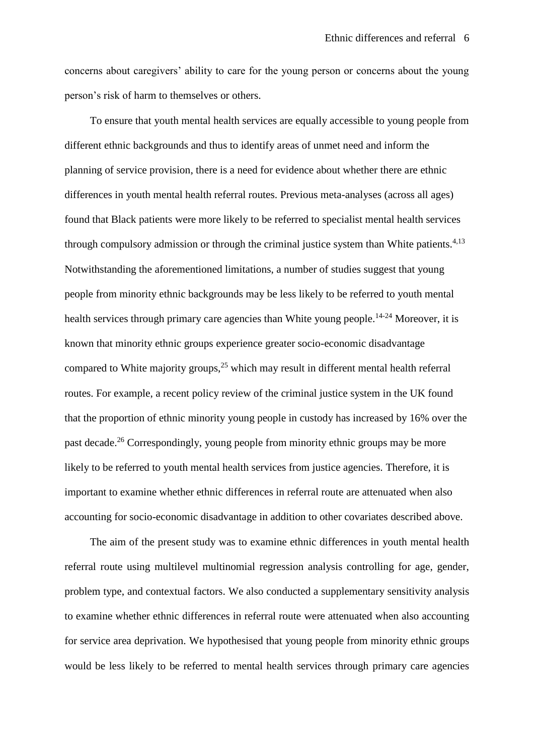concerns about caregivers' ability to care for the young person or concerns about the young person's risk of harm to themselves or others.

To ensure that youth mental health services are equally accessible to young people from different ethnic backgrounds and thus to identify areas of unmet need and inform the planning of service provision, there is a need for evidence about whether there are ethnic differences in youth mental health referral routes. Previous meta-analyses (across all ages) found that Black patients were more likely to be referred to specialist mental health services through compulsory admission or through the criminal justice system than White patients.[4,13] Notwithstanding the aforementioned limitations, a number of studies suggest that young people from minority ethnic backgrounds may be less likely to be referred to youth mental health services through primary care agencies than White young people.[14-24] Moreover, it is known that minority ethnic groups experience greater socio-economic disadvantage compared to White majority groups,[25] which may result in different mental health referral routes. For example, a recent policy review of the criminal justice system in the UK found that the proportion of ethnic minority young people in custody has increased by 16% over the past decade.[26] Correspondingly, young people from minority ethnic groups may be more likely to be referred to youth mental health services from justice agencies. Therefore, it is important to examine whether ethnic differences in referral route are attenuated when also accounting for socio-economic disadvantage in addition to other covariates described above.

The aim of the present study was to examine ethnic differences in youth mental health referral route using multilevel multinomial regression analysis controlling for age, gender, problem type, and contextual factors. We also conducted a supplementary sensitivity analysis to examine whether ethnic differences in referral route were attenuated when also accounting for service area deprivation. We hypothesised that young people from minority ethnic groups would be less likely to be referred to mental health services through primary care agencies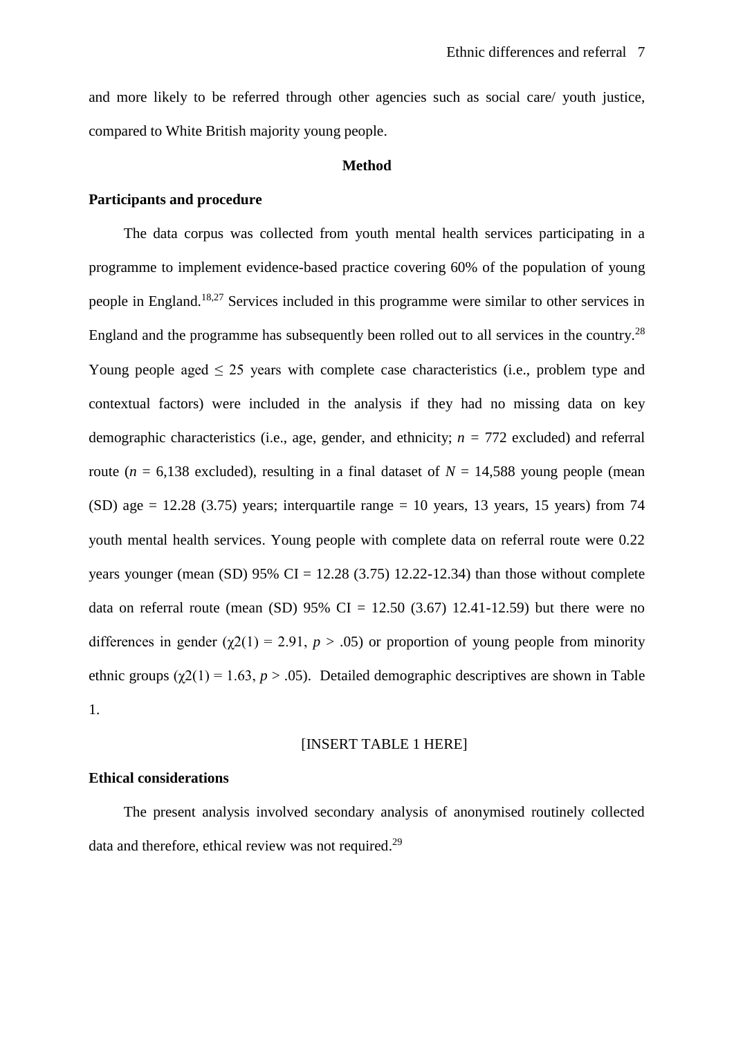and more likely to be referred through other agencies such as social care/ youth justice, compared to White British majority young people.

## Method

### Participants and procedure

The data corpus was collected from youth mental health services participating in a programme to implement evidence-based practice covering 60% of the population of young people in England.[18,27] Services included in this programme were similar to other services in England and the programme has subsequently been rolled out to all services in the country.[28] Young people aged ≤ 25 years with complete case characteristics (i.e., problem type and contextual factors) were included in the analysis if they had no missing data on key demographic characteristics (i.e., age, gender, and ethnicity; $n$ = 772 excluded) and referral route ($n$ = 6,138 excluded), resulting in a final dataset of $N$ = 14,588 young people (mean (SD) age = 12.28 (3.75) years; interquartile range = 10 years, 13 years, 15 years) from 74 youth mental health services. Young people with complete data on referral route were 0.22 years younger (mean (SD) 95% CI = 12.28 (3.75) 12.22-12.34) than those without complete data on referral route (mean (SD) 95% CI = 12.50 (3.67) 12.41-12.59) but there were no differences in gender ($\chi2(1) = 2.91$, $p > .05$) or proportion of young people from minority ethnic groups ($\chi2(1) = 1.63$, $p > .05$). Detailed demographic descriptives are shown in Table 1.

[INSERT TABLE 1 HERE]

### Ethical considerations

The present analysis involved secondary analysis of anonymised routinely collected data and therefore, ethical review was not required.[29]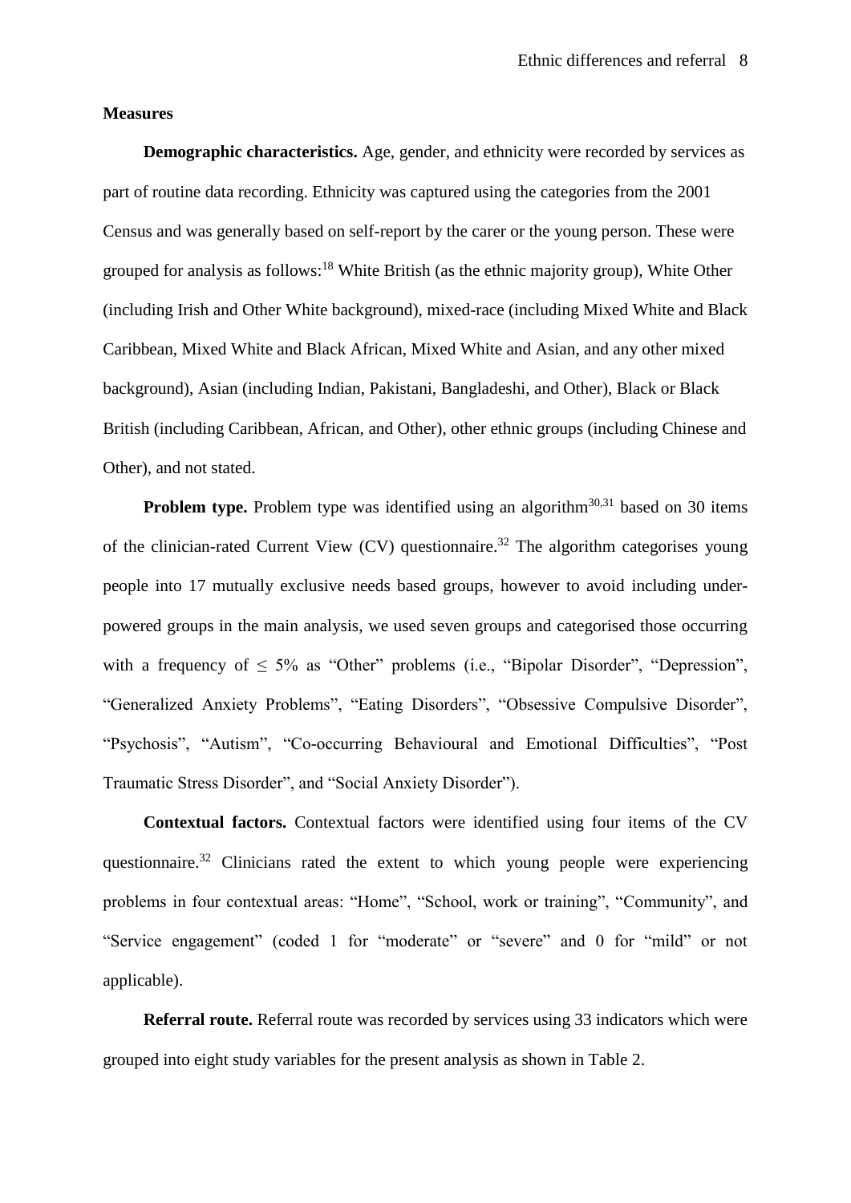## Measures

**Demographic characteristics.** Age, gender, and ethnicity were recorded by services as part of routine data recording. Ethnicity was captured using the categories from the 2001 Census and was generally based on self-report by the carer or the young person. These were grouped for analysis as follows:[18] White British (as the ethnic majority group), White Other (including Irish and Other White background), mixed-race (including Mixed White and Black Caribbean, Mixed White and Black African, Mixed White and Asian, and any other mixed background), Asian (including Indian, Pakistani, Bangladeshi, and Other), Black or Black British (including Caribbean, African, and Other), other ethnic groups (including Chinese and Other), and not stated.

**Problem type.** Problem type was identified using an algorithm[30,31] based on 30 items of the clinician-rated Current View (CV) questionnaire.[32] The algorithm categorises young people into 17 mutually exclusive needs based groups, however to avoid including under-powered groups in the main analysis, we used seven groups and categorised those occurring with a frequency of $\leq$ 5% as "Other" problems (i.e., "Bipolar Disorder", "Depression", "Generalized Anxiety Problems", "Eating Disorders", "Obsessive Compulsive Disorder", "Psychosis", "Autism", "Co-occurring Behavioural and Emotional Difficulties", "Post Traumatic Stress Disorder", and "Social Anxiety Disorder").

**Contextual factors.** Contextual factors were identified using four items of the CV questionnaire.[32] Clinicians rated the extent to which young people were experiencing problems in four contextual areas: "Home", "School, work or training", "Community", and "Service engagement" (coded 1 for "moderate" or "severe" and 0 for "mild" or not applicable).

**Referral route.** Referral route was recorded by services using 33 indicators which were grouped into eight study variables for the present analysis as shown in Table 2.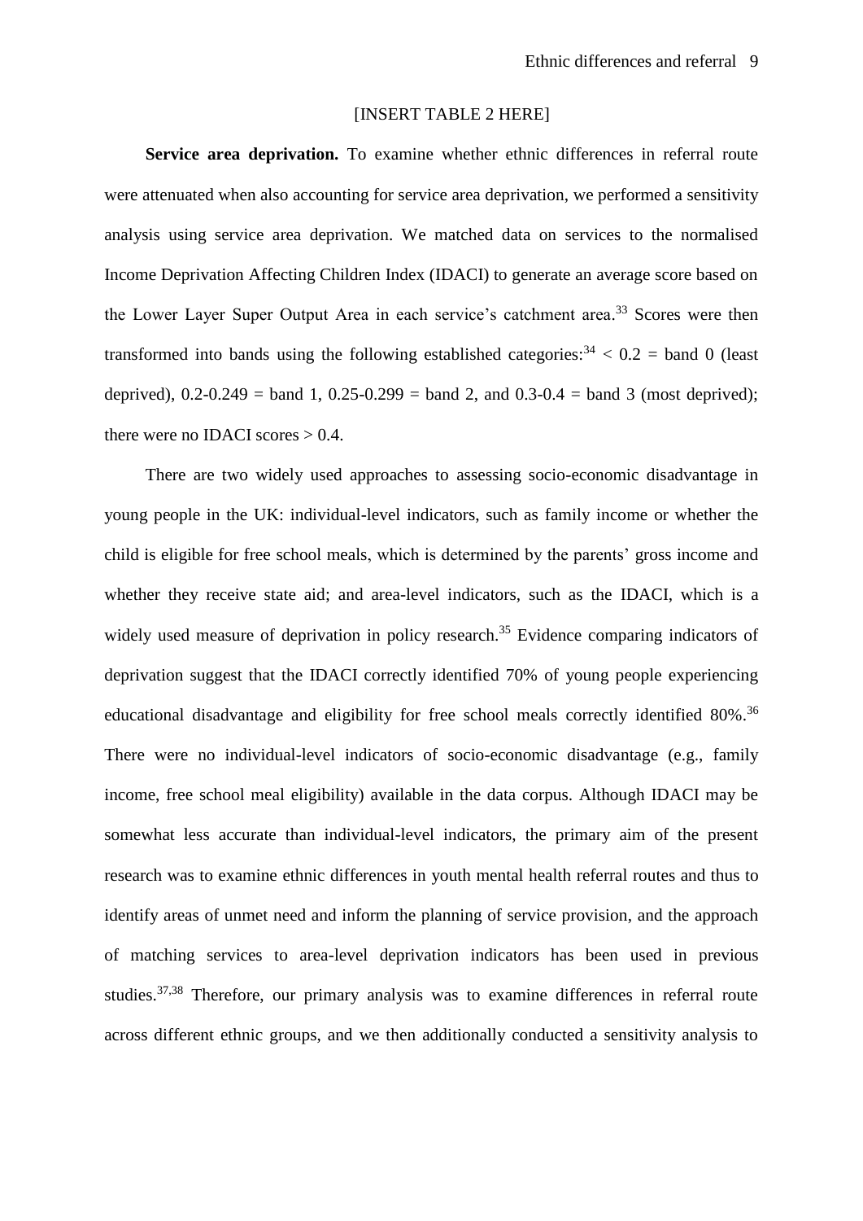[INSERT TABLE 2 HERE]

**Service area deprivation.** To examine whether ethnic differences in referral route were attenuated when also accounting for service area deprivation, we performed a sensitivity analysis using service area deprivation. We matched data on services to the normalised Income Deprivation Affecting Children Index (IDACI) to generate an average score based on the Lower Layer Super Output Area in each service's catchment area.[33] Scores were then transformed into bands using the following established categories:[34] < 0.2 = band 0 (least deprived), 0.2-0.249 = band 1, 0.25-0.299 = band 2, and 0.3-0.4 = band 3 (most deprived); there were no IDACI scores > 0.4.

There are two widely used approaches to assessing socio-economic disadvantage in young people in the UK: individual-level indicators, such as family income or whether the child is eligible for free school meals, which is determined by the parents' gross income and whether they receive state aid; and area-level indicators, such as the IDACI, which is a widely used measure of deprivation in policy research.[35] Evidence comparing indicators of deprivation suggest that the IDACI correctly identified 70% of young people experiencing educational disadvantage and eligibility for free school meals correctly identified 80%.[36] There were no individual-level indicators of socio-economic disadvantage (e.g., family income, free school meal eligibility) available in the data corpus. Although IDACI may be somewhat less accurate than individual-level indicators, the primary aim of the present research was to examine ethnic differences in youth mental health referral routes and thus to identify areas of unmet need and inform the planning of service provision, and the approach of matching services to area-level deprivation indicators has been used in previous studies.[37,38] Therefore, our primary analysis was to examine differences in referral route across different ethnic groups, and we then additionally conducted a sensitivity analysis to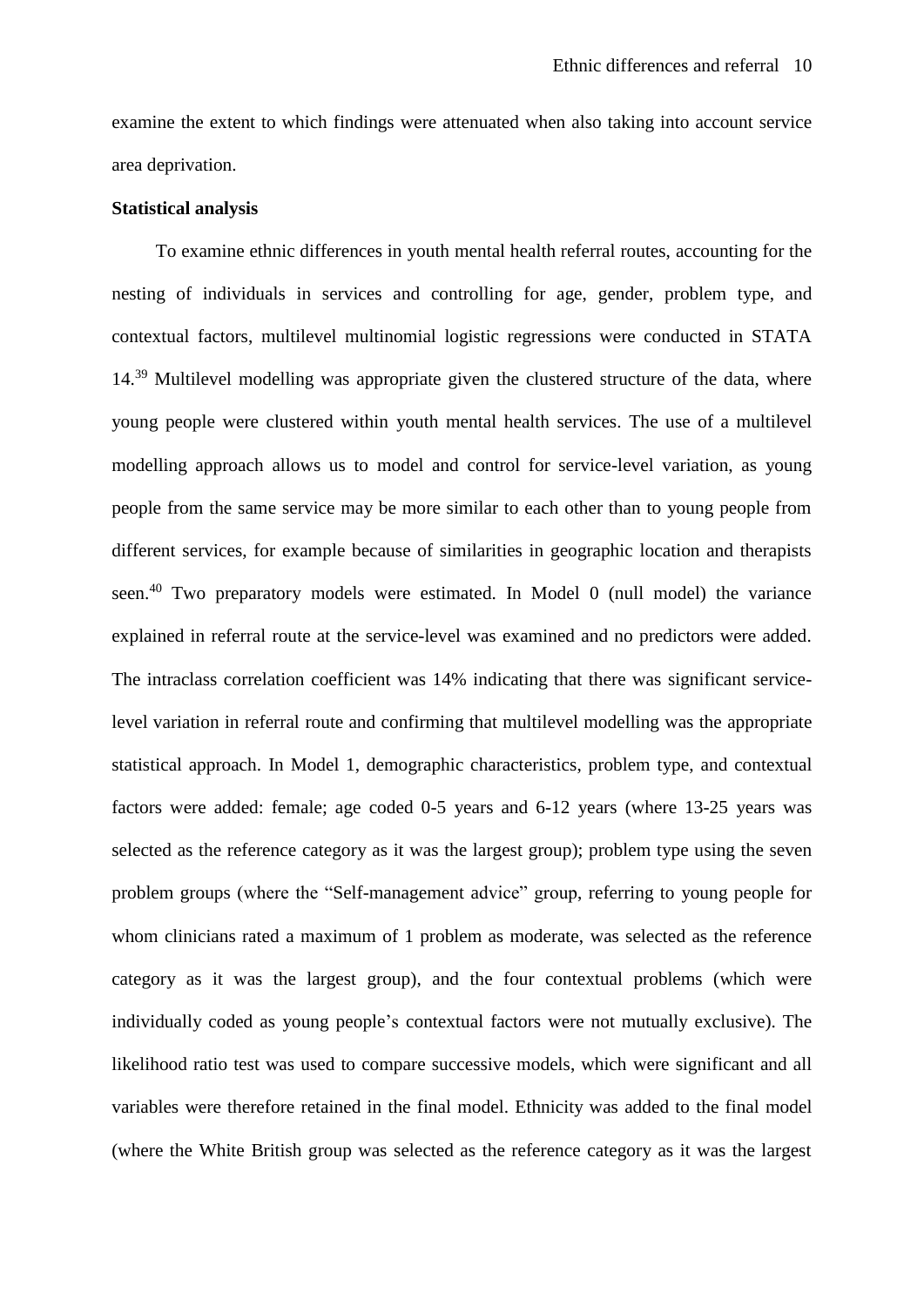examine the extent to which findings were attenuated when also taking into account service area deprivation.

**Statistical analysis**

To examine ethnic differences in youth mental health referral routes, accounting for the nesting of individuals in services and controlling for age, gender, problem type, and contextual factors, multilevel multinomial logistic regressions were conducted in STATA 14.[39] Multilevel modelling was appropriate given the clustered structure of the data, where young people were clustered within youth mental health services. The use of a multilevel modelling approach allows us to model and control for service-level variation, as young people from the same service may be more similar to each other than to young people from different services, for example because of similarities in geographic location and therapists seen.[40] Two preparatory models were estimated. In Model 0 (null model) the variance explained in referral route at the service-level was examined and no predictors were added. The intraclass correlation coefficient was 14% indicating that there was significant service-level variation in referral route and confirming that multilevel modelling was the appropriate statistical approach. In Model 1, demographic characteristics, problem type, and contextual factors were added: female; age coded 0-5 years and 6-12 years (where 13-25 years was selected as the reference category as it was the largest group); problem type using the seven problem groups (where the "Self-management advice" group, referring to young people for whom clinicians rated a maximum of 1 problem as moderate, was selected as the reference category as it was the largest group), and the four contextual problems (which were individually coded as young people's contextual factors were not mutually exclusive). The likelihood ratio test was used to compare successive models, which were significant and all variables were therefore retained in the final model. Ethnicity was added to the final model (where the White British group was selected as the reference category as it was the largest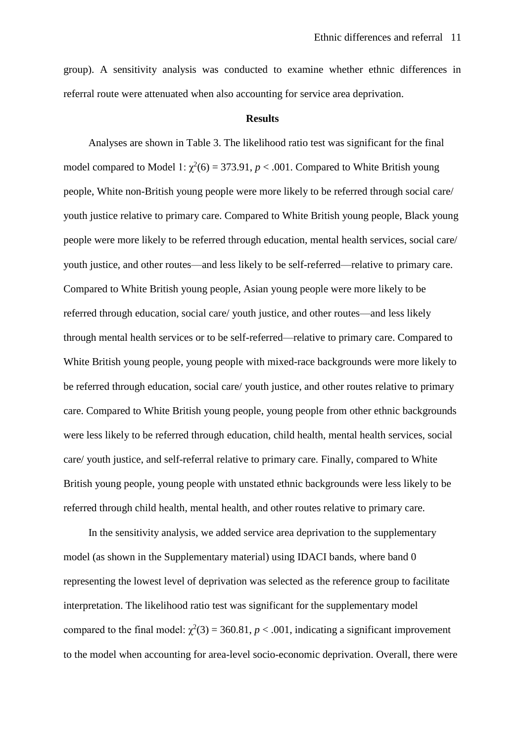group). A sensitivity analysis was conducted to examine whether ethnic differences in referral route were attenuated when also accounting for service area deprivation.

## Results

Analyses are shown in Table 3. The likelihood ratio test was significant for the final model compared to Model 1: $\chi^2(6) = 373.91$, $p < .001$. Compared to White British young people, White non-British young people were more likely to be referred through social care/ youth justice relative to primary care. Compared to White British young people, Black young people were more likely to be referred through education, mental health services, social care/ youth justice, and other routes—and less likely to be self-referred—relative to primary care. Compared to White British young people, Asian young people were more likely to be referred through education, social care/ youth justice, and other routes—and less likely through mental health services or to be self-referred—relative to primary care. Compared to White British young people, young people with mixed-race backgrounds were more likely to be referred through education, social care/ youth justice, and other routes relative to primary care. Compared to White British young people, young people from other ethnic backgrounds were less likely to be referred through education, child health, mental health services, social care/ youth justice, and self-referral relative to primary care. Finally, compared to White British young people, young people with unstated ethnic backgrounds were less likely to be referred through child health, mental health, and other routes relative to primary care.

In the sensitivity analysis, we added service area deprivation to the supplementary model (as shown in the Supplementary material) using IDACI bands, where band 0 representing the lowest level of deprivation was selected as the reference group to facilitate interpretation. The likelihood ratio test was significant for the supplementary model compared to the final model: $\chi^2(3) = 360.81$, $p < .001$, indicating a significant improvement to the model when accounting for area-level socio-economic deprivation. Overall, there were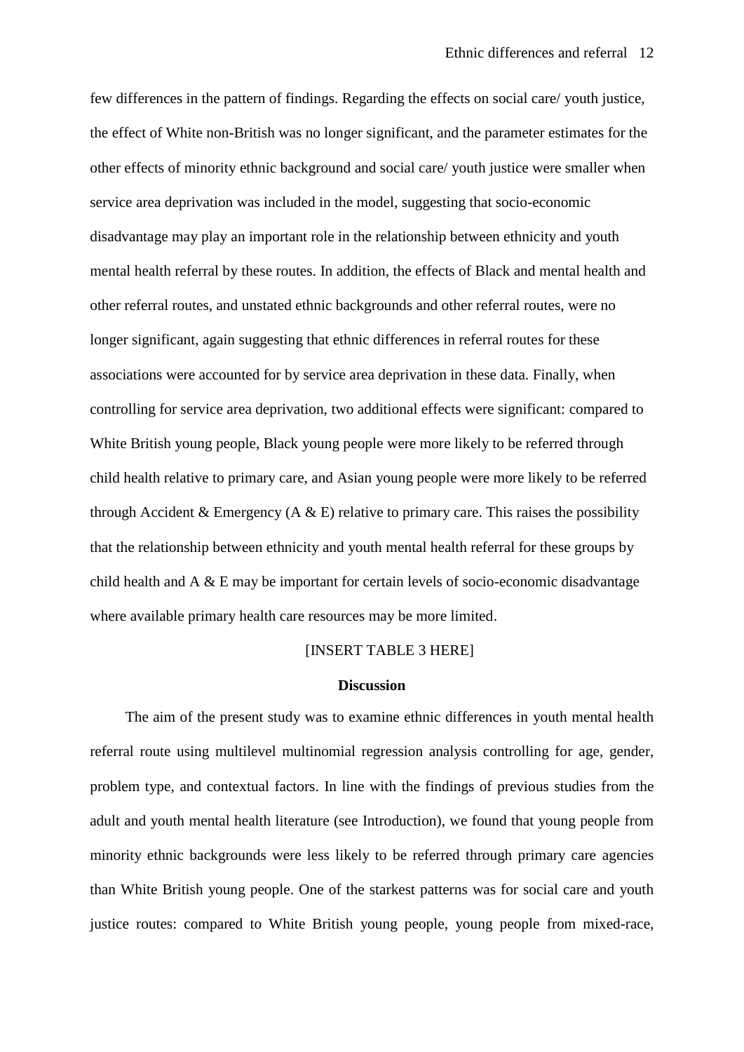few differences in the pattern of findings. Regarding the effects on social care/ youth justice, the effect of White non-British was no longer significant, and the parameter estimates for the other effects of minority ethnic background and social care/ youth justice were smaller when service area deprivation was included in the model, suggesting that socio-economic disadvantage may play an important role in the relationship between ethnicity and youth mental health referral by these routes. In addition, the effects of Black and mental health and other referral routes, and unstated ethnic backgrounds and other referral routes, were no longer significant, again suggesting that ethnic differences in referral routes for these associations were accounted for by service area deprivation in these data. Finally, when controlling for service area deprivation, two additional effects were significant: compared to White British young people, Black young people were more likely to be referred through child health relative to primary care, and Asian young people were more likely to be referred through Accident & Emergency (A & E) relative to primary care. This raises the possibility that the relationship between ethnicity and youth mental health referral for these groups by child health and A & E may be important for certain levels of socio-economic disadvantage where available primary health care resources may be more limited.

[INSERT TABLE 3 HERE]

## Discussion

The aim of the present study was to examine ethnic differences in youth mental health referral route using multilevel multinomial regression analysis controlling for age, gender, problem type, and contextual factors. In line with the findings of previous studies from the adult and youth mental health literature (see Introduction), we found that young people from minority ethnic backgrounds were less likely to be referred through primary care agencies than White British young people. One of the starkest patterns was for social care and youth justice routes: compared to White British young people, young people from mixed-race,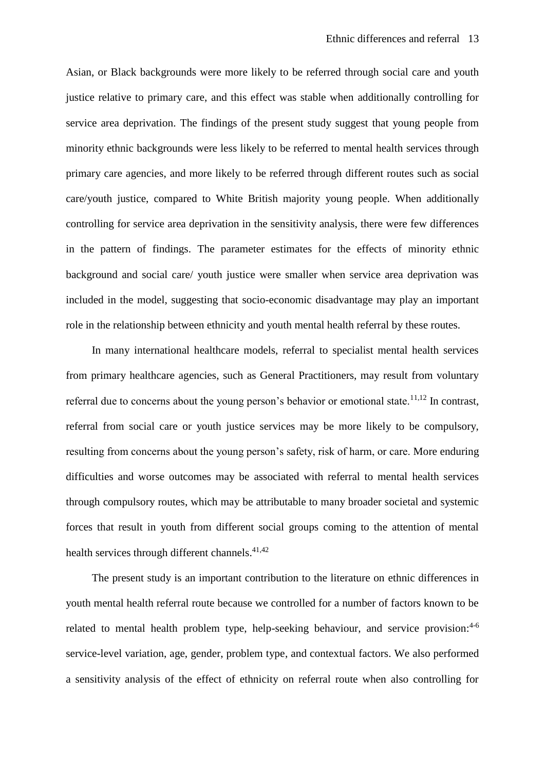Asian, or Black backgrounds were more likely to be referred through social care and youth justice relative to primary care, and this effect was stable when additionally controlling for service area deprivation. The findings of the present study suggest that young people from minority ethnic backgrounds were less likely to be referred to mental health services through primary care agencies, and more likely to be referred through different routes such as social care/youth justice, compared to White British majority young people. When additionally controlling for service area deprivation in the sensitivity analysis, there were few differences in the pattern of findings. The parameter estimates for the effects of minority ethnic background and social care/ youth justice were smaller when service area deprivation was included in the model, suggesting that socio-economic disadvantage may play an important role in the relationship between ethnicity and youth mental health referral by these routes.

In many international healthcare models, referral to specialist mental health services from primary healthcare agencies, such as General Practitioners, may result from voluntary referral due to concerns about the young person's behavior or emotional state.[11,12] In contrast, referral from social care or youth justice services may be more likely to be compulsory, resulting from concerns about the young person's safety, risk of harm, or care. More enduring difficulties and worse outcomes may be associated with referral to mental health services through compulsory routes, which may be attributable to many broader societal and systemic forces that result in youth from different social groups coming to the attention of mental health services through different channels.[41,42]

The present study is an important contribution to the literature on ethnic differences in youth mental health referral route because we controlled for a number of factors known to be related to mental health problem type, help-seeking behaviour, and service provision:[4-6] service-level variation, age, gender, problem type, and contextual factors. We also performed a sensitivity analysis of the effect of ethnicity on referral route when also controlling for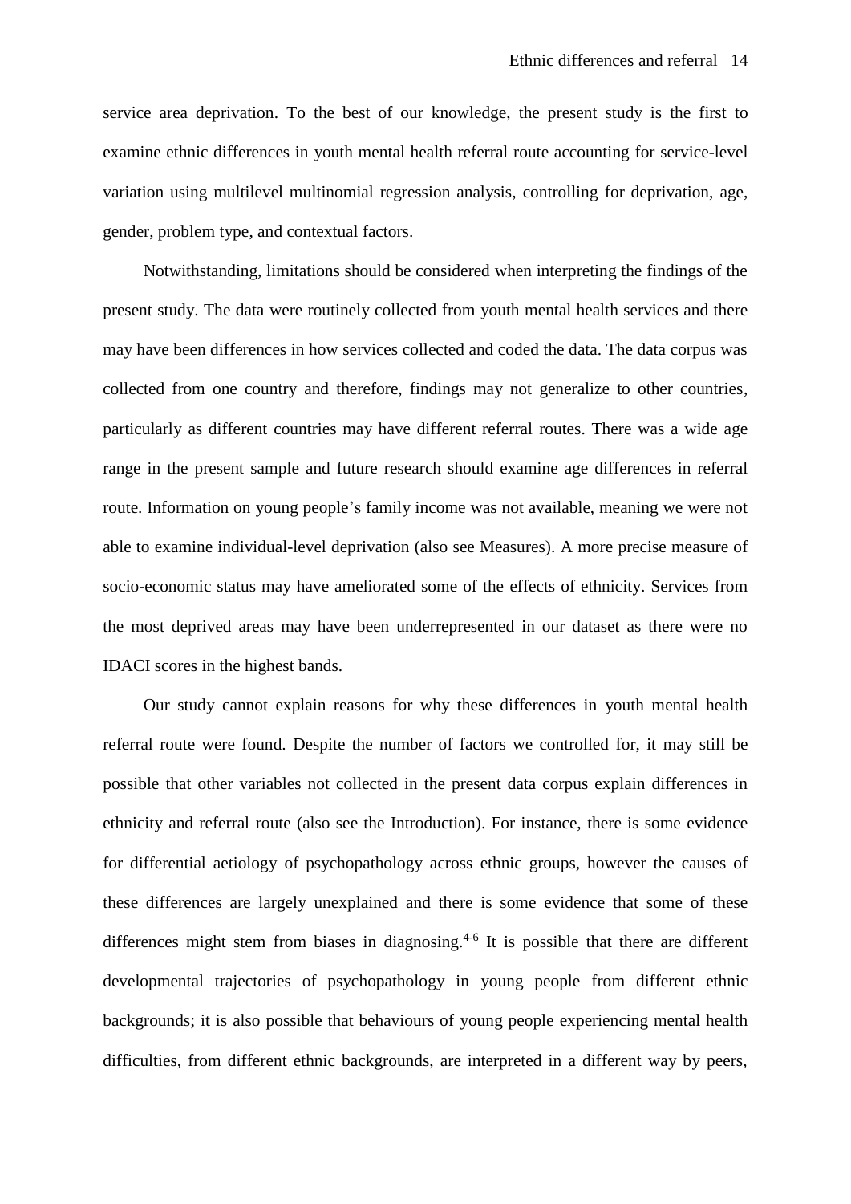service area deprivation. To the best of our knowledge, the present study is the first to examine ethnic differences in youth mental health referral route accounting for service-level variation using multilevel multinomial regression analysis, controlling for deprivation, age, gender, problem type, and contextual factors.

Notwithstanding, limitations should be considered when interpreting the findings of the present study. The data were routinely collected from youth mental health services and there may have been differences in how services collected and coded the data. The data corpus was collected from one country and therefore, findings may not generalize to other countries, particularly as different countries may have different referral routes. There was a wide age range in the present sample and future research should examine age differences in referral route. Information on young people's family income was not available, meaning we were not able to examine individual-level deprivation (also see Measures). A more precise measure of socio-economic status may have ameliorated some of the effects of ethnicity. Services from the most deprived areas may have been underrepresented in our dataset as there were no IDACI scores in the highest bands.

Our study cannot explain reasons for why these differences in youth mental health referral route were found. Despite the number of factors we controlled for, it may still be possible that other variables not collected in the present data corpus explain differences in ethnicity and referral route (also see the Introduction). For instance, there is some evidence for differential aetiology of psychopathology across ethnic groups, however the causes of these differences are largely unexplained and there is some evidence that some of these differences might stem from biases in diagnosing.[4-6] It is possible that there are different developmental trajectories of psychopathology in young people from different ethnic backgrounds; it is also possible that behaviours of young people experiencing mental health difficulties, from different ethnic backgrounds, are interpreted in a different way by peers,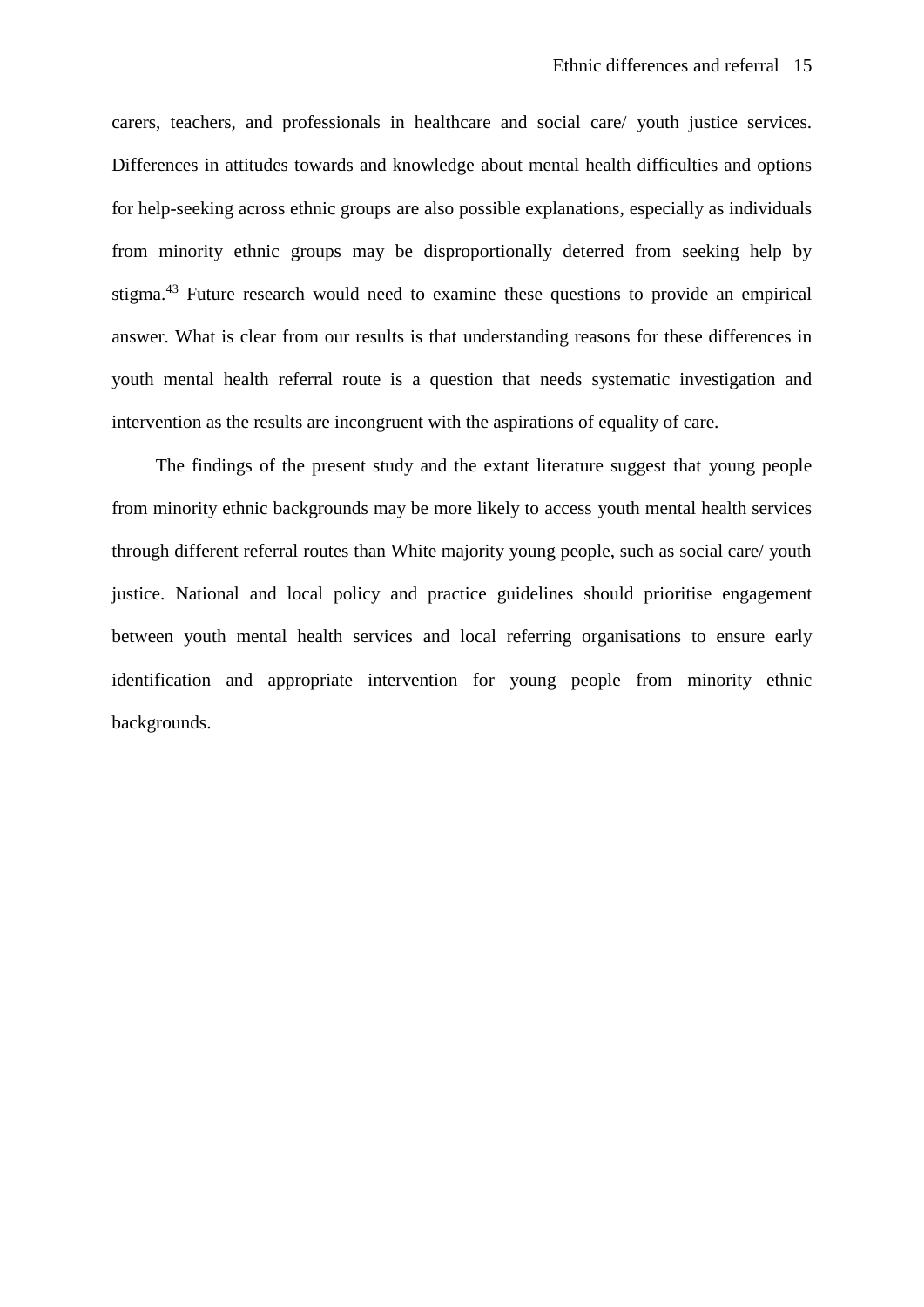carers, teachers, and professionals in healthcare and social care/ youth justice services. Differences in attitudes towards and knowledge about mental health difficulties and options for help-seeking across ethnic groups are also possible explanations, especially as individuals from minority ethnic groups may be disproportionally deterred from seeking help by stigma.[43] Future research would need to examine these questions to provide an empirical answer. What is clear from our results is that understanding reasons for these differences in youth mental health referral route is a question that needs systematic investigation and intervention as the results are incongruent with the aspirations of equality of care.

The findings of the present study and the extant literature suggest that young people from minority ethnic backgrounds may be more likely to access youth mental health services through different referral routes than White majority young people, such as social care/ youth justice. National and local policy and practice guidelines should prioritise engagement between youth mental health services and local referring organisations to ensure early identification and appropriate intervention for young people from minority ethnic backgrounds.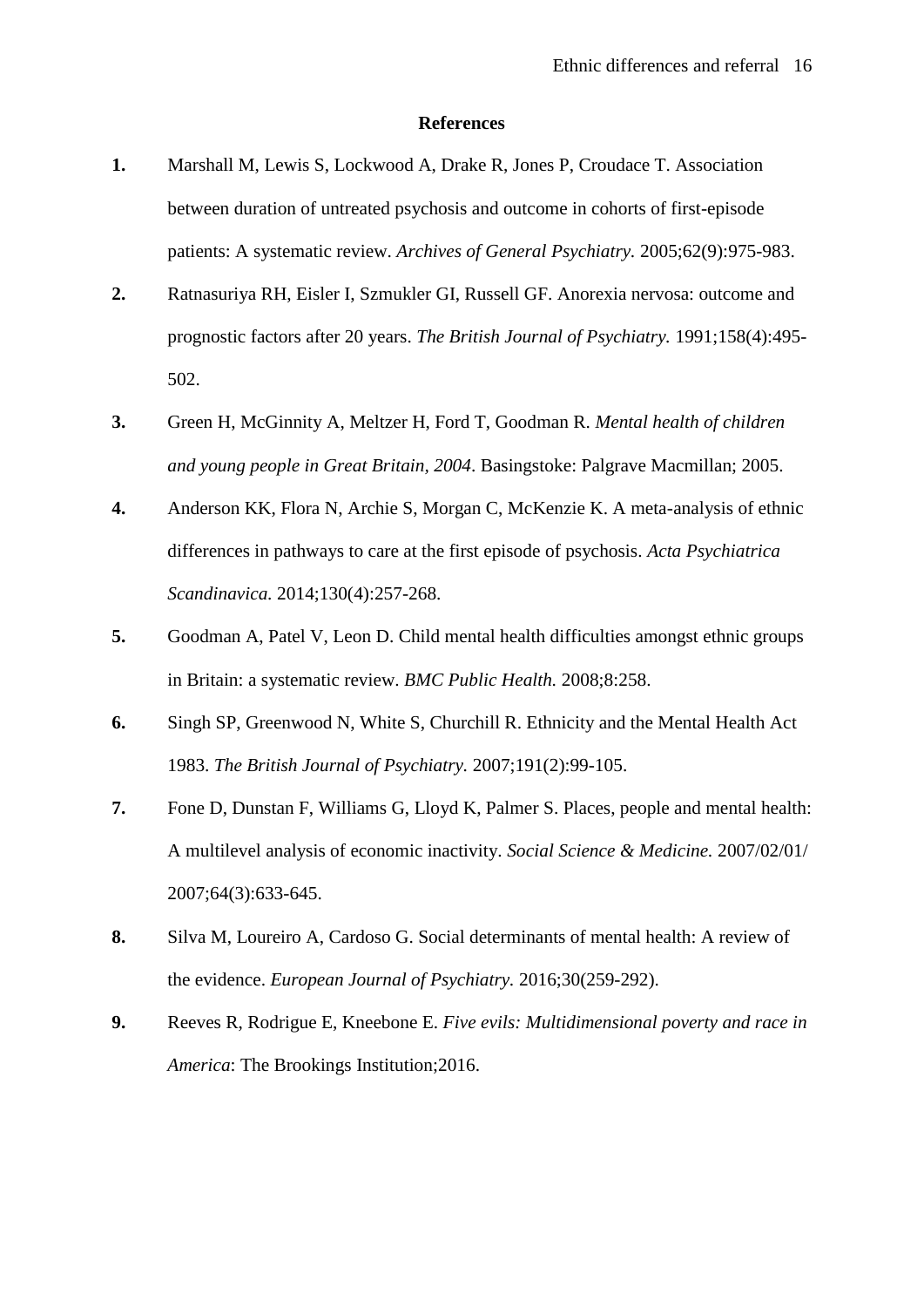# References

**1.** Marshall M, Lewis S, Lockwood A, Drake R, Jones P, Croudace T. Association between duration of untreated psychosis and outcome in cohorts of first-episode patients: A systematic review. *Archives of General Psychiatry.* 2005;62(9):975-983.

**2.** Ratnasuriya RH, Eisler I, Szmukler GI, Russell GF. Anorexia nervosa: outcome and prognostic factors after 20 years. *The British Journal of Psychiatry.* 1991;158(4):495-502.

**3.** Green H, McGinnity A, Meltzer H, Ford T, Goodman R. *Mental health of children and young people in Great Britain, 2004*. Basingstoke: Palgrave Macmillan; 2005.

**4.** Anderson KK, Flora N, Archie S, Morgan C, McKenzie K. A meta-analysis of ethnic differences in pathways to care at the first episode of psychosis. *Acta Psychiatrica Scandinavica.* 2014;130(4):257-268.

**5.** Goodman A, Patel V, Leon D. Child mental health difficulties amongst ethnic groups in Britain: a systematic review. *BMC Public Health.* 2008;8:258.

**6.** Singh SP, Greenwood N, White S, Churchill R. Ethnicity and the Mental Health Act 1983. *The British Journal of Psychiatry.* 2007;191(2):99-105.

**7.** Fone D, Dunstan F, Williams G, Lloyd K, Palmer S. Places, people and mental health: A multilevel analysis of economic inactivity. *Social Science & Medicine.* 2007/02/01/ 2007;64(3):633-645.

**8.** Silva M, Loureiro A, Cardoso G. Social determinants of mental health: A review of the evidence. *European Journal of Psychiatry.* 2016;30(259-292).

**9.** Reeves R, Rodrigue E, Kneebone E. *Five evils: Multidimensional poverty and race in America*: The Brookings Institution;2016.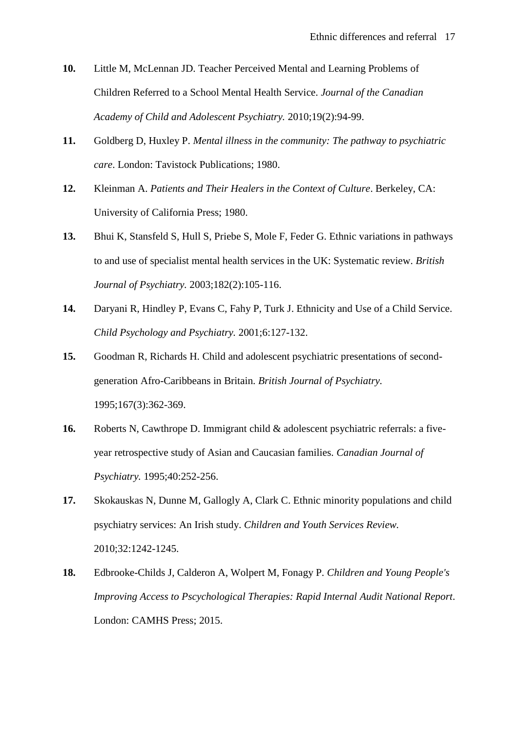**10.** Little M, McLennan JD. Teacher Perceived Mental and Learning Problems of Children Referred to a School Mental Health Service. *Journal of the Canadian Academy of Child and Adolescent Psychiatry.* 2010;19(2):94-99.

**11.** Goldberg D, Huxley P. *Mental illness in the community: The pathway to psychiatric care*. London: Tavistock Publications; 1980.

**12.** Kleinman A. *Patients and Their Healers in the Context of Culture*. Berkeley, CA: University of California Press; 1980.

**13.** Bhui K, Stansfeld S, Hull S, Priebe S, Mole F, Feder G. Ethnic variations in pathways to and use of specialist mental health services in the UK: Systematic review. *British Journal of Psychiatry.* 2003;182(2):105-116.

**14.** Daryani R, Hindley P, Evans C, Fahy P, Turk J. Ethnicity and Use of a Child Service. *Child Psychology and Psychiatry.* 2001;6:127-132.

**15.** Goodman R, Richards H. Child and adolescent psychiatric presentations of second-generation Afro-Caribbeans in Britain. *British Journal of Psychiatry.* 1995;167(3):362-369.

**16.** Roberts N, Cawthrope D. Immigrant child & adolescent psychiatric referrals: a five-year retrospective study of Asian and Caucasian families. *Canadian Journal of Psychiatry.* 1995;40:252-256.

**17.** Skokauskas N, Dunne M, Gallogly A, Clark C. Ethnic minority populations and child psychiatry services: An Irish study. *Children and Youth Services Review.* 2010;32:1242-1245.

**18.** Edbrooke-Childs J, Calderon A, Wolpert M, Fonagy P. *Children and Young People's Improving Access to Pscychological Therapies: Rapid Internal Audit National Report*. London: CAMHS Press; 2015.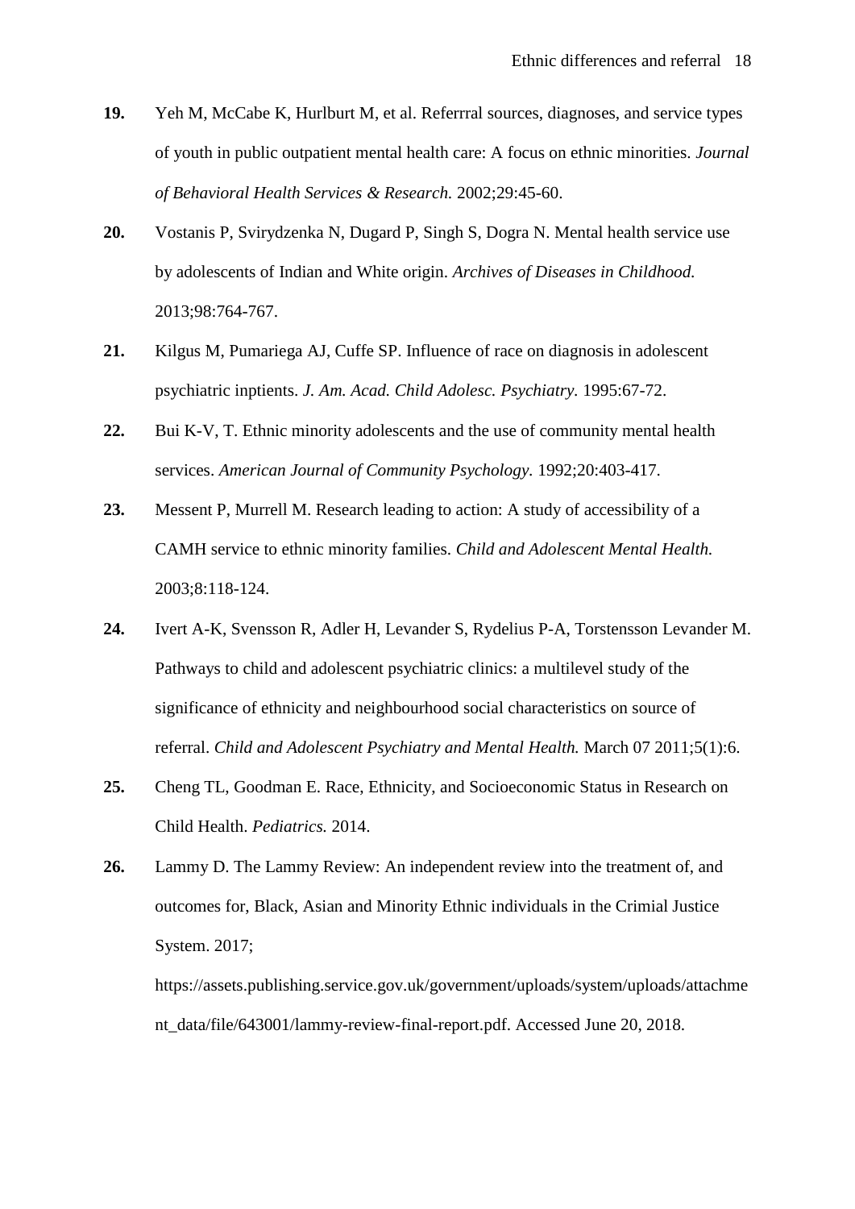**19.** Yeh M, McCabe K, Hurlburt M, et al. Referrral sources, diagnoses, and service types of youth in public outpatient mental health care: A focus on ethnic minorities. *Journal of Behavioral Health Services & Research.* 2002;29:45-60.

**20.** Vostanis P, Svirydzenka N, Dugard P, Singh S, Dogra N. Mental health service use by adolescents of Indian and White origin. *Archives of Diseases in Childhood.* 2013;98:764-767.

**21.** Kilgus M, Pumariega AJ, Cuffe SP. Influence of race on diagnosis in adolescent psychiatric inptients. *J. Am. Acad. Child Adolesc. Psychiatry.* 1995:67-72.

**22.** Bui K-V, T. Ethnic minority adolescents and the use of community mental health services. *American Journal of Community Psychology.* 1992;20:403-417.

**23.** Messent P, Murrell M. Research leading to action: A study of accessibility of a CAMH service to ethnic minority families. *Child and Adolescent Mental Health.* 2003;8:118-124.

**24.** Ivert A-K, Svensson R, Adler H, Levander S, Rydelius P-A, Torstensson Levander M. Pathways to child and adolescent psychiatric clinics: a multilevel study of the significance of ethnicity and neighbourhood social characteristics on source of referral. *Child and Adolescent Psychiatry and Mental Health.* March 07 2011;5(1):6.

**25.** Cheng TL, Goodman E. Race, Ethnicity, and Socioeconomic Status in Research on Child Health. *Pediatrics.* 2014.

**26.** Lammy D. The Lammy Review: An independent review into the treatment of, and outcomes for, Black, Asian and Minority Ethnic individuals in the Crimial Justice System. 2017; https://assets.publishing.service.gov.uk/government/uploads/system/uploads/attachment_data/file/643001/lammy-review-final-report.pdf. Accessed June 20, 2018.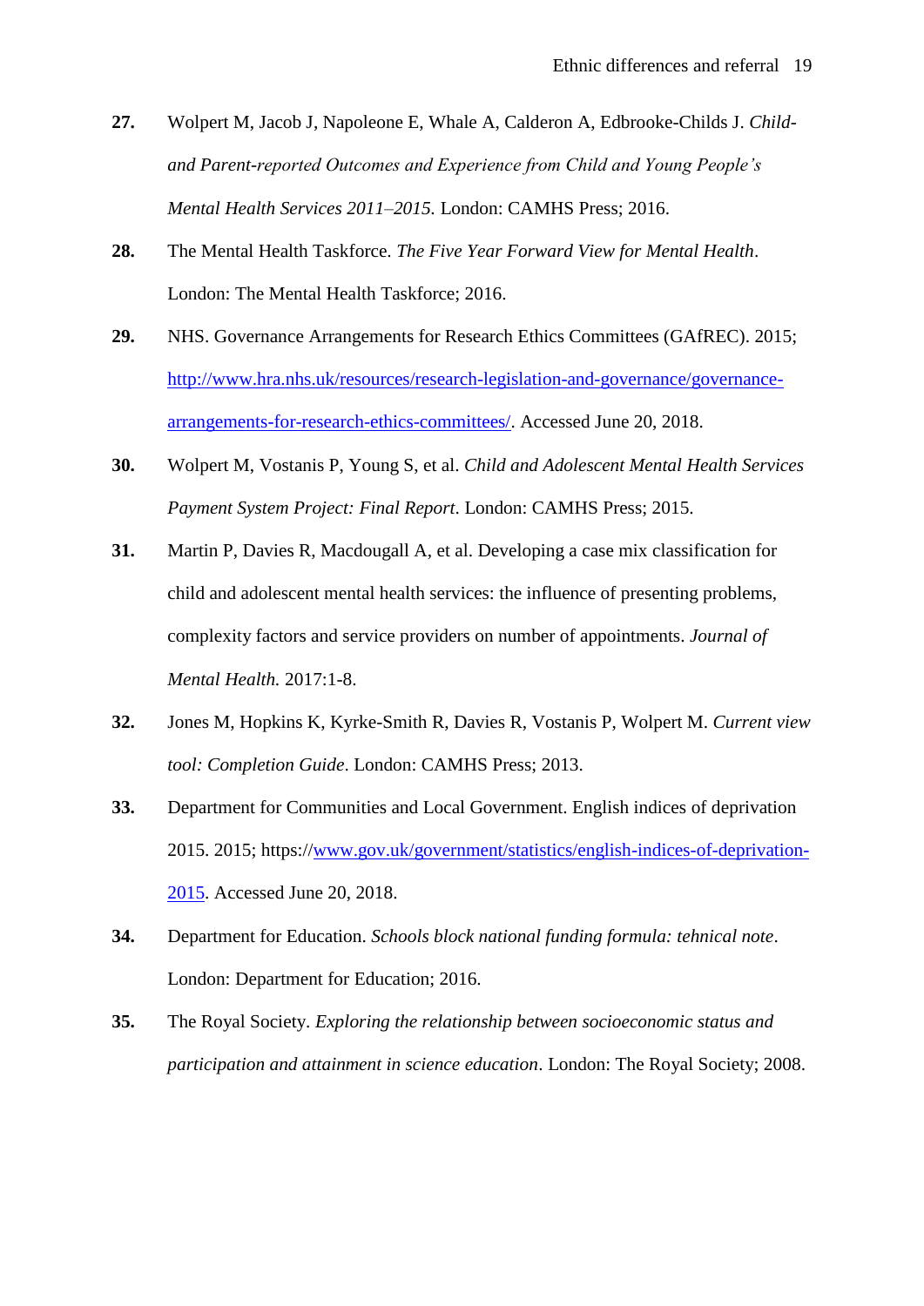27. Wolpert M, Jacob J, Napoleone E, Whale A, Calderon A, Edbrooke-Childs J. *Child- and Parent-reported Outcomes and Experience from Child and Young People's Mental Health Services 2011–2015.* London: CAMHS Press; 2016.

28. The Mental Health Taskforce. *The Five Year Forward View for Mental Health*. London: The Mental Health Taskforce; 2016.

29. NHS. Governance Arrangements for Research Ethics Committees (GAfREC). 2015; http://www.hra.nhs.uk/resources/research-legislation-and-governance/governance-arrangements-for-research-ethics-committees/. Accessed June 20, 2018.

30. Wolpert M, Vostanis P, Young S, et al. *Child and Adolescent Mental Health Services Payment System Project: Final Report*. London: CAMHS Press; 2015.

31. Martin P, Davies R, Macdougall A, et al. Developing a case mix classification for child and adolescent mental health services: the influence of presenting problems, complexity factors and service providers on number of appointments. *Journal of Mental Health.* 2017:1-8.

32. Jones M, Hopkins K, Kyrke-Smith R, Davies R, Vostanis P, Wolpert M. *Current view tool: Completion Guide*. London: CAMHS Press; 2013.

33. Department for Communities and Local Government. English indices of deprivation 2015. 2015; https://www.gov.uk/government/statistics/english-indices-of-deprivation-2015. Accessed June 20, 2018.

34. Department for Education. *Schools block national funding formula: tehnical note*. London: Department for Education; 2016.

35. The Royal Society. *Exploring the relationship between socioeconomic status and participation and attainment in science education*. London: The Royal Society; 2008.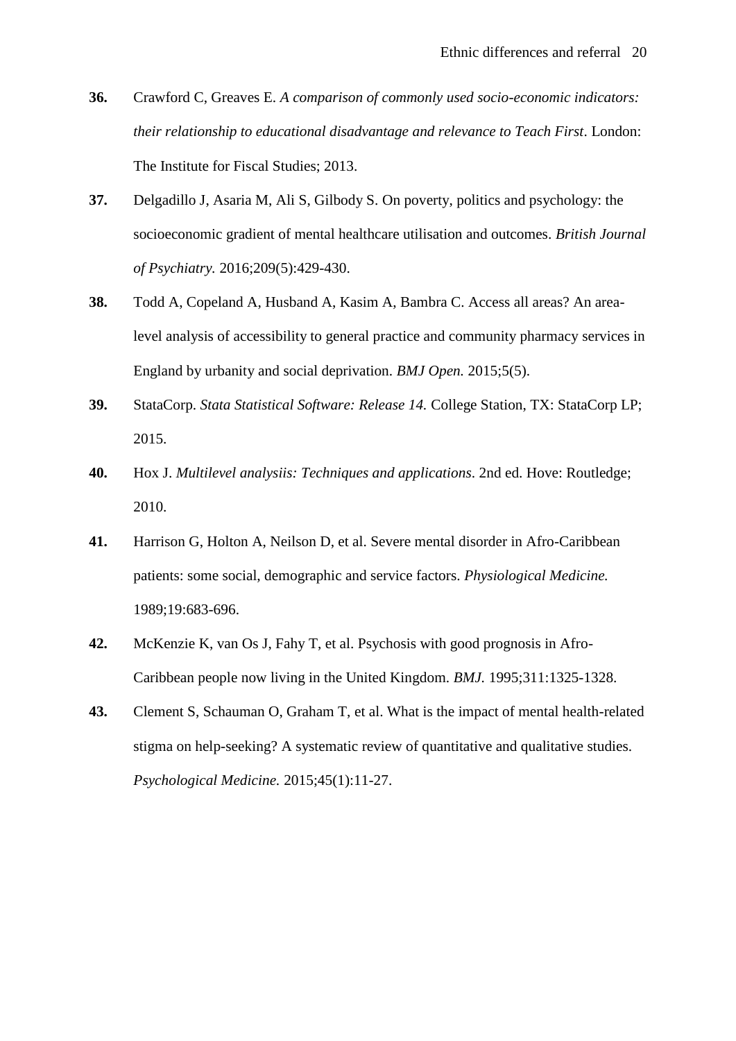**36.** Crawford C, Greaves E. *A comparison of commonly used socio-economic indicators: their relationship to educational disadvantage and relevance to Teach First*. London: The Institute for Fiscal Studies; 2013.

**37.** Delgadillo J, Asaria M, Ali S, Gilbody S. On poverty, politics and psychology: the socioeconomic gradient of mental healthcare utilisation and outcomes. *British Journal of Psychiatry.* 2016;209(5):429-430.

**38.** Todd A, Copeland A, Husband A, Kasim A, Bambra C. Access all areas? An area-level analysis of accessibility to general practice and community pharmacy services in England by urbanity and social deprivation. *BMJ Open.* 2015;5(5).

**39.** StataCorp. *Stata Statistical Software: Release 14.* College Station, TX: StataCorp LP; 2015.

**40.** Hox J. *Multilevel analysiis: Techniques and applications*. 2nd ed. Hove: Routledge; 2010.

**41.** Harrison G, Holton A, Neilson D, et al. Severe mental disorder in Afro-Caribbean patients: some social, demographic and service factors. *Physiological Medicine.* 1989;19:683-696.

**42.** McKenzie K, van Os J, Fahy T, et al. Psychosis with good prognosis in Afro-Caribbean people now living in the United Kingdom. *BMJ.* 1995;311:1325-1328.

**43.** Clement S, Schauman O, Graham T, et al. What is the impact of mental health-related stigma on help-seeking? A systematic review of quantitative and qualitative studies. *Psychological Medicine.* 2015;45(1):11-27.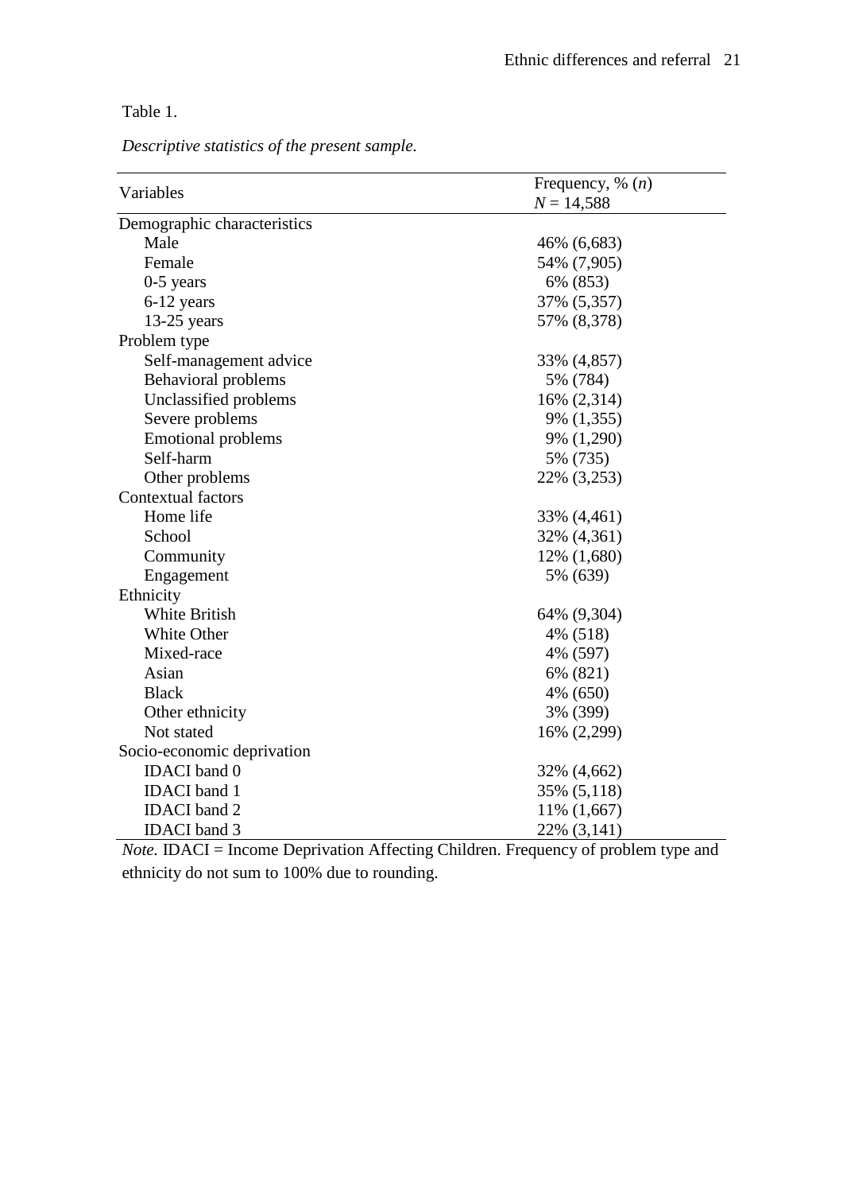Table 1.

*Descriptive statistics of the present sample.*

| Variables | Frequency, % (*n*) $N$ = 14,588 |
|---|---|
| Demographic characteristics | |
| Male | 46% (6,683) |
| Female | 54% (7,905) |
| 0-5 years | 6% (853) |
| 6-12 years | 37% (5,357) |
| 13-25 years | 57% (8,378) |
| Problem type | |
| Self-management advice | 33% (4,857) |
| Behavioral problems | 5% (784) |
| Unclassified problems | 16% (2,314) |
| Severe problems | 9% (1,355) |
| Emotional problems | 9% (1,290) |
| Self-harm | 5% (735) |
| Other problems | 22% (3,253) |
| Contextual factors | |
| Home life | 33% (4,461) |
| School | 32% (4,361) |
| Community | 12% (1,680) |
| Engagement | 5% (639) |
| Ethnicity | |
| White British | 64% (9,304) |
| White Other | 4% (518) |
| Mixed-race | 4% (597) |
| Asian | 6% (821) |
| Black | 4% (650) |
| Other ethnicity | 3% (399) |
| Not stated | 16% (2,299) |
| Socio-economic deprivation | |
| IDACI band 0 | 32% (4,662) |
| IDACI band 1 | 35% (5,118) |
| IDACI band 2 | 11% (1,667) |
| IDACI band 3 | 22% (3,141) |

*Note.* IDACI = Income Deprivation Affecting Children. Frequency of problem type and ethnicity do not sum to 100% due to rounding.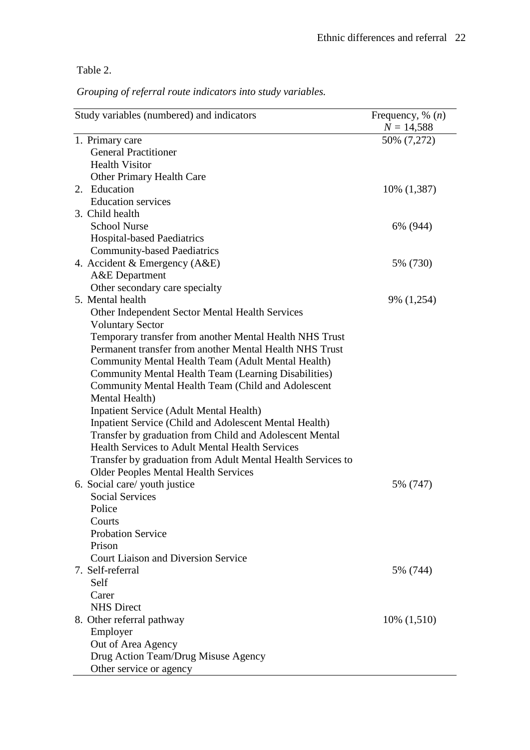Table 2.

*Grouping of referral route indicators into study variables.*

| Study variables (numbered) and indicators | Frequency, % (*n*) $N$ = 14,588 |
|---|---|
| 1. Primary care | 50% (7,272) |
| General Practitioner | |
| Health Visitor | |
| Other Primary Health Care | |
| 2. Education | 10% (1,387) |
| Education services | |
| 3. Child health | 6% (944) |
| School Nurse | |
| Hospital-based Paediatrics | |
| Community-based Paediatrics | |
| 4. Accident & Emergency (A&E) | 5% (730) |
| A&E Department | |
| Other secondary care specialty | |
| 5. Mental health | 9% (1,254) |
| Other Independent Sector Mental Health Services | |
| Voluntary Sector | |
| Temporary transfer from another Mental Health NHS Trust | |
| Permanent transfer from another Mental Health NHS Trust | |
| Community Mental Health Team (Adult Mental Health) | |
| Community Mental Health Team (Learning Disabilities) | |
| Community Mental Health Team (Child and Adolescent Mental Health) | |
| Inpatient Service (Adult Mental Health) | |
| Inpatient Service (Child and Adolescent Mental Health) | |
| Transfer by graduation from Child and Adolescent Mental Health Services to Adult Mental Health Services | |
| Transfer by graduation from Adult Mental Health Services to Older Peoples Mental Health Services | |
| 6. Social care/ youth justice | 5% (747) |
| Social Services | |
| Police | |
| Courts | |
| Probation Service | |
| Prison | |
| Court Liaison and Diversion Service | |
| 7. Self-referral | 5% (744) |
| Self | |
| Carer | |
| NHS Direct | |
| 8. Other referral pathway | 10% (1,510) |
| Employer | |
| Out of Area Agency | |
| Drug Action Team/Drug Misuse Agency | |
| Other service or agency | |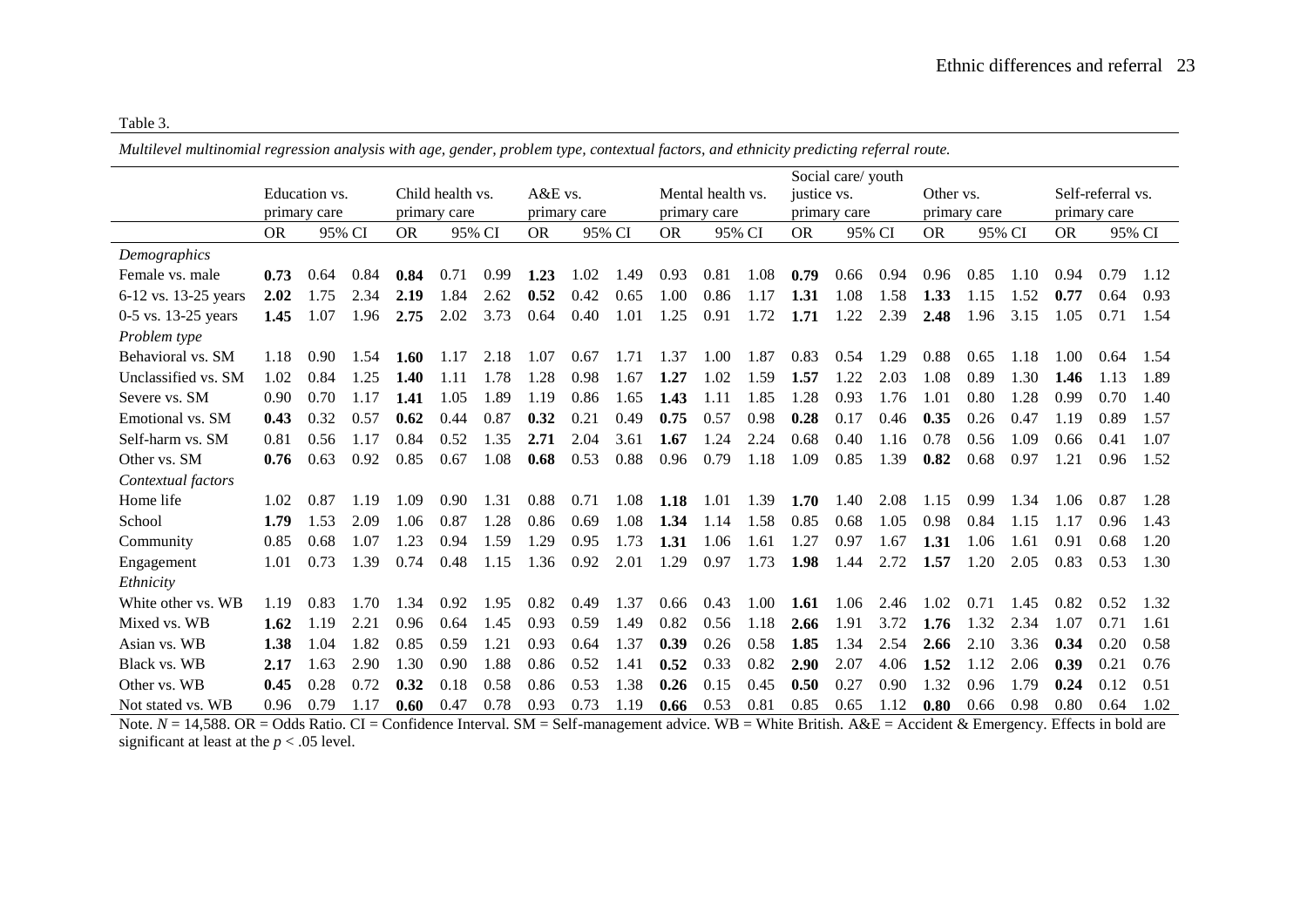Table 3.

*Multilevel multinomial regression analysis with age, gender, problem type, contextual factors, and ethnicity predicting referral route.*

| | Education vs. primary care | | | Child health vs. primary care | | | A&E vs. primary care | | | Mental health vs. primary care | | | Social care/ youth justice vs. primary care | | | Other vs. primary care | | | Self-referral vs. primary care | | |
|---|---|---|---|---|---|---|---|---|---|---|---|---|---|---|---|---|---|---|---|---|---|
| | OR | 95% CI | | OR | 95% CI | | OR | 95% CI | | OR | 95% CI | | OR | 95% CI | | OR | 95% CI | | OR | 95% CI | |
| *Demographics* | | | | | | | | | | | | | | | | | | | | | |
| Female vs. male | **0.73** | 0.64 | 0.84 | **0.84** | 0.71 | 0.99 | **1.23** | 1.02 | 1.49 | 0.93 | 0.81 | 1.08 | **0.79** | 0.66 | 0.94 | 0.96 | 0.85 | 1.10 | 0.94 | 0.79 | 1.12 |
| 6-12 vs. 13-25 years | **2.02** | 1.75 | 2.34 | **2.19** | 1.84 | 2.62 | **0.52** | 0.42 | 0.65 | 1.00 | 0.86 | 1.17 | **1.31** | 1.08 | 1.58 | **1.33** | 1.15 | 1.52 | **0.77** | 0.64 | 0.93 |
| 0-5 vs. 13-25 years | **1.45** | 1.07 | 1.96 | **2.75** | 2.02 | 3.73 | 0.64 | 0.40 | 1.01 | 1.25 | 0.91 | 1.72 | **1.71** | 1.22 | 2.39 | **2.48** | 1.96 | 3.15 | 1.05 | 0.71 | 1.54 |
| *Problem type* | | | | | | | | | | | | | | | | | | | | | |
| Behavioral vs. SM | 1.18 | 0.90 | 1.54 | **1.60** | 1.17 | 2.18 | 1.07 | 0.67 | 1.71 | 1.37 | 1.00 | 1.87 | 0.83 | 0.54 | 1.29 | 0.88 | 0.65 | 1.18 | 1.00 | 0.64 | 1.54 |
| Unclassified vs. SM | 1.02 | 0.84 | 1.25 | **1.40** | 1.11 | 1.78 | 1.28 | 0.98 | 1.67 | **1.27** | 1.02 | 1.59 | **1.57** | 1.22 | 2.03 | 1.08 | 0.89 | 1.30 | **1.46** | 1.13 | 1.89 |
| Severe vs. SM | 0.90 | 0.70 | 1.17 | **1.41** | 1.05 | 1.89 | 1.19 | 0.86 | 1.65 | **1.43** | 1.11 | 1.85 | 1.28 | 0.93 | 1.76 | 1.01 | 0.80 | 1.28 | 0.99 | 0.70 | 1.40 |
| Emotional vs. SM | **0.43** | 0.32 | 0.57 | **0.62** | 0.44 | 0.87 | **0.32** | 0.21 | 0.49 | **0.75** | 0.57 | 0.98 | **0.28** | 0.17 | 0.46 | **0.35** | 0.26 | 0.47 | 1.19 | 0.89 | 1.57 |
| Self-harm vs. SM | 0.81 | 0.56 | 1.17 | 0.84 | 0.52 | 1.35 | **2.71** | 2.04 | 3.61 | **1.67** | 1.24 | 2.24 | 0.68 | 0.40 | 1.16 | 0.78 | 0.56 | 1.09 | 0.66 | 0.41 | 1.07 |
| Other vs. SM | **0.76** | 0.63 | 0.92 | 0.85 | 0.67 | 1.08 | **0.68** | 0.53 | 0.88 | 0.96 | 0.79 | 1.18 | 1.09 | 0.85 | 1.39 | **0.82** | 0.68 | 0.97 | 1.21 | 0.96 | 1.52 |
| *Contextual factors* | | | | | | | | | | | | | | | | | | | | | |
| Home life | 1.02 | 0.87 | 1.19 | 1.09 | 0.90 | 1.31 | 0.88 | 0.71 | 1.08 | **1.18** | 1.01 | 1.39 | **1.70** | 1.40 | 2.08 | 1.15 | 0.99 | 1.34 | 1.06 | 0.87 | 1.28 |
| School | **1.79** | 1.53 | 2.09 | 1.06 | 0.87 | 1.28 | 0.86 | 0.69 | 1.08 | **1.34** | 1.14 | 1.58 | 0.85 | 0.68 | 1.05 | 0.98 | 0.84 | 1.15 | 1.17 | 0.96 | 1.43 |
| Community | 0.85 | 0.68 | 1.07 | 1.23 | 0.94 | 1.59 | 1.29 | 0.95 | 1.73 | **1.31** | 1.06 | 1.61 | 1.27 | 0.97 | 1.67 | **1.31** | 1.06 | 1.61 | 0.91 | 0.68 | 1.20 |
| Engagement | 1.01 | 0.73 | 1.39 | 0.74 | 0.48 | 1.15 | 1.36 | 0.92 | 2.01 | 1.29 | 0.97 | 1.73 | **1.98** | 1.44 | 2.72 | **1.57** | 1.20 | 2.05 | 0.83 | 0.53 | 1.30 |
| *Ethnicity* | | | | | | | | | | | | | | | | | | | | | |
| White other vs. WB | 1.19 | 0.83 | 1.70 | 1.34 | 0.92 | 1.95 | 0.82 | 0.49 | 1.37 | 0.66 | 0.43 | 1.00 | **1.61** | 1.06 | 2.46 | 1.02 | 0.71 | 1.45 | 0.82 | 0.52 | 1.32 |
| Mixed vs. WB | **1.62** | 1.19 | 2.21 | 0.96 | 0.64 | 1.45 | 0.93 | 0.59 | 1.49 | 0.82 | 0.56 | 1.18 | **2.66** | 1.91 | 3.72 | **1.76** | 1.32 | 2.34 | 1.07 | 0.71 | 1.61 |
| Asian vs. WB | **1.38** | 1.04 | 1.82 | 0.85 | 0.59 | 1.21 | 0.93 | 0.64 | 1.37 | **0.39** | 0.26 | 0.58 | **1.85** | 1.34 | 2.54 | **2.66** | 2.10 | 3.36 | **0.34** | 0.20 | 0.58 |
| Black vs. WB | **2.17** | 1.63 | 2.90 | 1.30 | 0.90 | 1.88 | 0.86 | 0.52 | 1.41 | **0.52** | 0.33 | 0.82 | **2.90** | 2.07 | 4.06 | **1.52** | 1.12 | 2.06 | **0.39** | 0.21 | 0.76 |
| Other vs. WB | **0.45** | 0.28 | 0.72 | **0.32** | 0.18 | 0.58 | 0.86 | 0.53 | 1.38 | **0.26** | 0.15 | 0.45 | **0.50** | 0.27 | 0.90 | 1.32 | 0.96 | 1.79 | **0.24** | 0.12 | 0.51 |
| Not stated vs. WB | 0.96 | 0.79 | 1.17 | **0.60** | 0.47 | 0.78 | 0.93 | 0.73 | 1.19 | **0.66** | 0.53 | 0.81 | 0.85 | 0.65 | 1.12 | **0.80** | 0.66 | 0.98 | 0.80 | 0.64 | 1.02 |

Note. $N = 14{,}588$. OR = Odds Ratio. CI = Confidence Interval. SM = Self-management advice. WB = White British. A&E = Accident & Emergency. Effects in bold are significant at least at the $p < .05$ level.